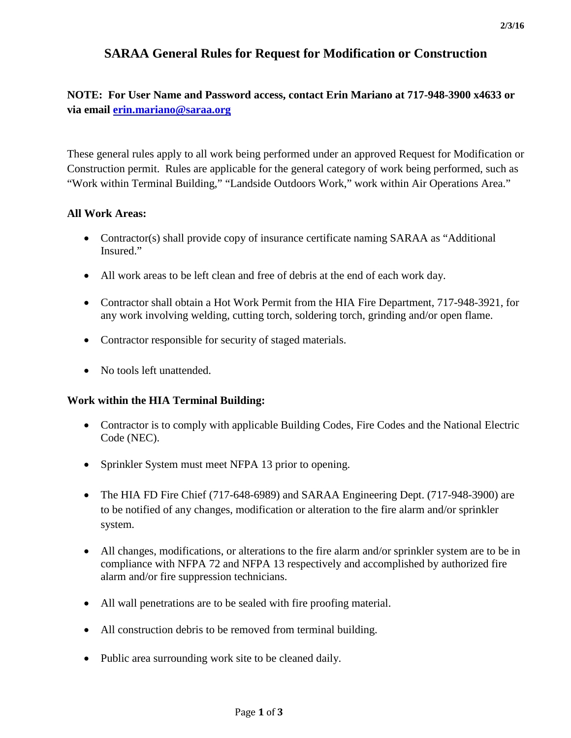# SARAA General Rules for Request for Modification or Construction

**NOTE: For User Name and Password access, contact Erin Mariano at 717-948-3900 x4633 or via email [erin.mariano@saraa.org](mailto:erin.mariano@saraa.org)**

These general rules apply to all work being performed under an approved Request for Modification or Construction permit. Rules are applicable for the general category of work being performed, such as "Work within Terminal Building," "Landside Outdoors Work," work within Air Operations Area."

**All Work Areas:**

- Contractor(s) shall provide copy of insurance certificate naming SARAA as "Additional Insured."
- All work areas to be left clean and free of debris at the end of each work day.
- Contractor shall obtain a Hot Work Permit from the HIA Fire Department, 717-948-3921, for any work involving welding, cutting torch, soldering torch, grinding and/or open flame.
- Contractor responsible for security of staged materials.
- No tools left unattended.

**Work within the HIA Terminal Building:**

- Contractor is to comply with applicable Building Codes, Fire Codes and the National Electric Code (NEC).
- Sprinkler System must meet NFPA 13 prior to opening.
- The HIA FD Fire Chief (717-648-6989) and SARAA Engineering Dept. (717-948-3900) are to be notified of any changes, modification or alteration to the fire alarm and/or sprinkler system.
- All changes, modifications, or alterations to the fire alarm and/or sprinkler system are to be in compliance with NFPA 72 and NFPA 13 respectively and accomplished by authorized fire alarm and/or fire suppression technicians.
- All wall penetrations are to be sealed with fire proofing material.
- All construction debris to be removed from terminal building.
- Public area surrounding work site to be cleaned daily.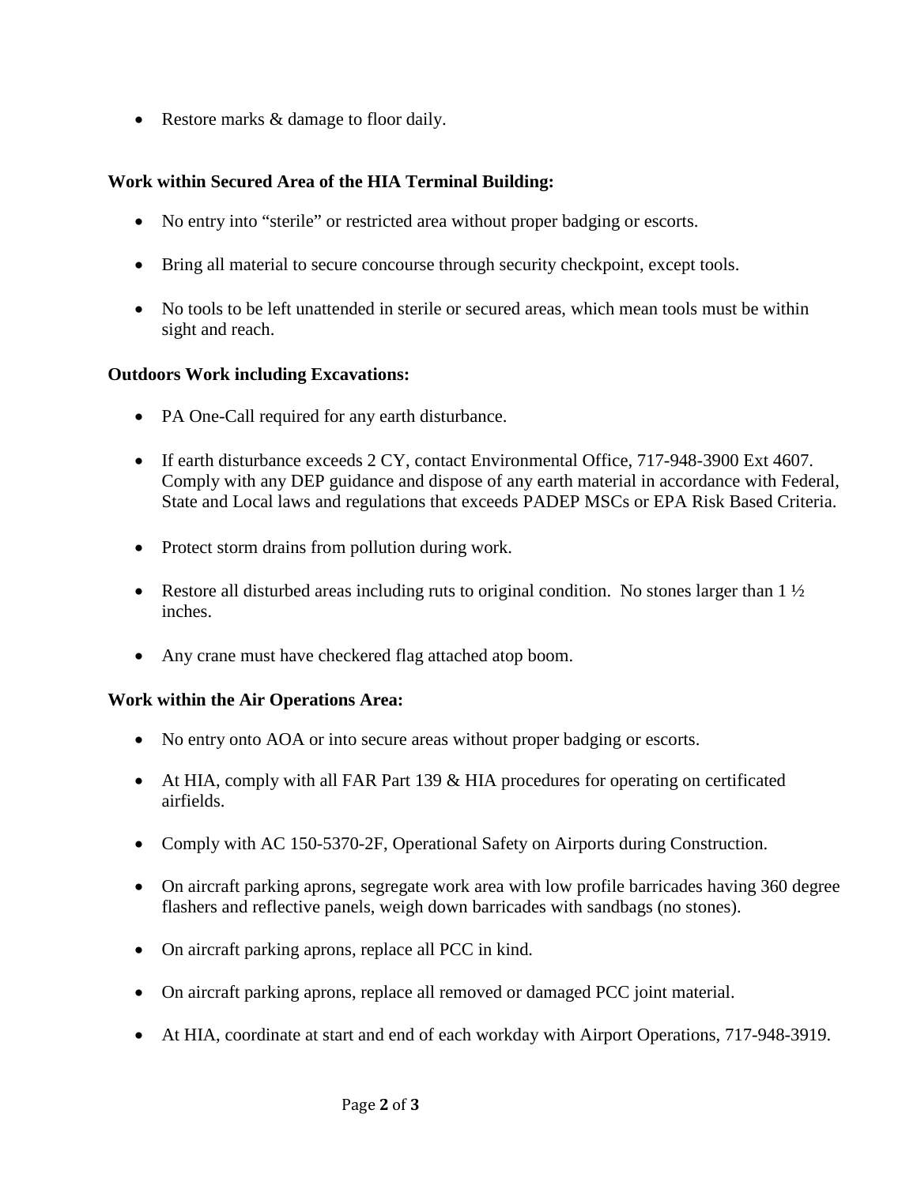- Restore marks & damage to floor daily.

**Work within Secured Area of the HIA Terminal Building:**

- No entry into "sterile" or restricted area without proper badging or escorts.
- Bring all material to secure concourse through security checkpoint, except tools.
- No tools to be left unattended in sterile or secured areas, which mean tools must be within sight and reach.

**Outdoors Work including Excavations:**

- PA One-Call required for any earth disturbance.
- If earth disturbance exceeds 2 CY, contact Environmental Office, 717-948-3900 Ext 4607. Comply with any DEP guidance and dispose of any earth material in accordance with Federal, State and Local laws and regulations that exceeds PADEP MSCs or EPA Risk Based Criteria.
- Protect storm drains from pollution during work.
- Restore all disturbed areas including ruts to original condition. No stones larger than 1 ½ inches.
- Any crane must have checkered flag attached atop boom.

**Work within the Air Operations Area:**

- No entry onto AOA or into secure areas without proper badging or escorts.
- At HIA, comply with all FAR Part 139 & HIA procedures for operating on certificated airfields.
- Comply with AC 150-5370-2F, Operational Safety on Airports during Construction.
- On aircraft parking aprons, segregate work area with low profile barricades having 360 degree flashers and reflective panels, weigh down barricades with sandbags (no stones).
- On aircraft parking aprons, replace all PCC in kind.
- On aircraft parking aprons, replace all removed or damaged PCC joint material.
- At HIA, coordinate at start and end of each workday with Airport Operations, 717-948-3919.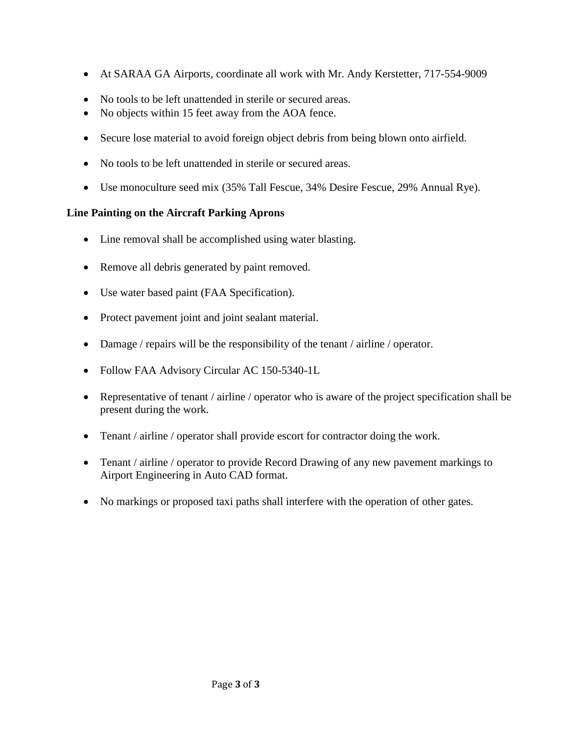- At SARAA GA Airports, coordinate all work with Mr. Andy Kerstetter, 717-554-9009
- No tools to be left unattended in sterile or secured areas.
- No objects within 15 feet away from the AOA fence.
- Secure lose material to avoid foreign object debris from being blown onto airfield.
- No tools to be left unattended in sterile or secured areas.
- Use monoculture seed mix (35% Tall Fescue, 34% Desire Fescue, 29% Annual Rye).

**Line Painting on the Aircraft Parking Aprons**

- Line removal shall be accomplished using water blasting.
- Remove all debris generated by paint removed.
- Use water based paint (FAA Specification).
- Protect pavement joint and joint sealant material.
- Damage / repairs will be the responsibility of the tenant / airline / operator.
- Follow FAA Advisory Circular AC 150-5340-1L
- Representative of tenant / airline / operator who is aware of the project specification shall be present during the work.
- Tenant / airline / operator shall provide escort for contractor doing the work.
- Tenant / airline / operator to provide Record Drawing of any new pavement markings to Airport Engineering in Auto CAD format.
- No markings or proposed taxi paths shall interfere with the operation of other gates.